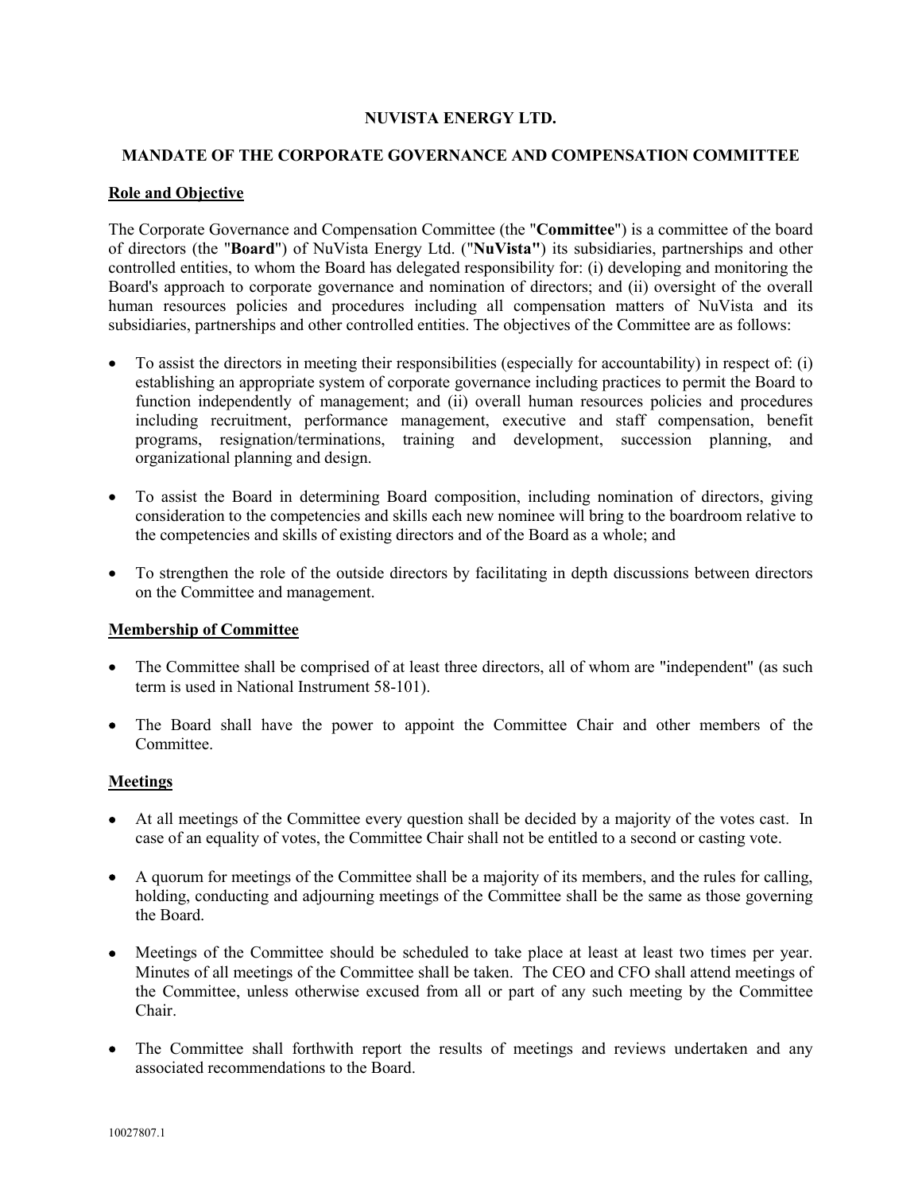# NUVISTA ENERGY LTD.

## MANDATE OF THE CORPORATE GOVERNANCE AND COMPENSATION COMMITTEE

### Role and Objective

The Corporate Governance and Compensation Committee (the "**Committee**") is a committee of the board of directors (the "**Board**") of NuVista Energy Ltd. ("**NuVista"**) its subsidiaries, partnerships and other controlled entities, to whom the Board has delegated responsibility for: (i) developing and monitoring the Board's approach to corporate governance and nomination of directors; and (ii) oversight of the overall human resources policies and procedures including all compensation matters of NuVista and its subsidiaries, partnerships and other controlled entities. The objectives of the Committee are as follows:

- To assist the directors in meeting their responsibilities (especially for accountability) in respect of: (i) establishing an appropriate system of corporate governance including practices to permit the Board to function independently of management; and (ii) overall human resources policies and procedures including recruitment, performance management, executive and staff compensation, benefit programs, resignation/terminations, training and development, succession planning, and organizational planning and design.
- To assist the Board in determining Board composition, including nomination of directors, giving consideration to the competencies and skills each new nominee will bring to the boardroom relative to the competencies and skills of existing directors and of the Board as a whole; and
- To strengthen the role of the outside directors by facilitating in depth discussions between directors on the Committee and management.

### Membership of Committee

- The Committee shall be comprised of at least three directors, all of whom are "independent" (as such term is used in National Instrument 58-101).
- The Board shall have the power to appoint the Committee Chair and other members of the Committee.

### Meetings

- At all meetings of the Committee every question shall be decided by a majority of the votes cast. In case of an equality of votes, the Committee Chair shall not be entitled to a second or casting vote.
- A quorum for meetings of the Committee shall be a majority of its members, and the rules for calling, holding, conducting and adjourning meetings of the Committee shall be the same as those governing the Board.
- Meetings of the Committee should be scheduled to take place at least at least two times per year. Minutes of all meetings of the Committee shall be taken. The CEO and CFO shall attend meetings of the Committee, unless otherwise excused from all or part of any such meeting by the Committee Chair.
- The Committee shall forthwith report the results of meetings and reviews undertaken and any associated recommendations to the Board.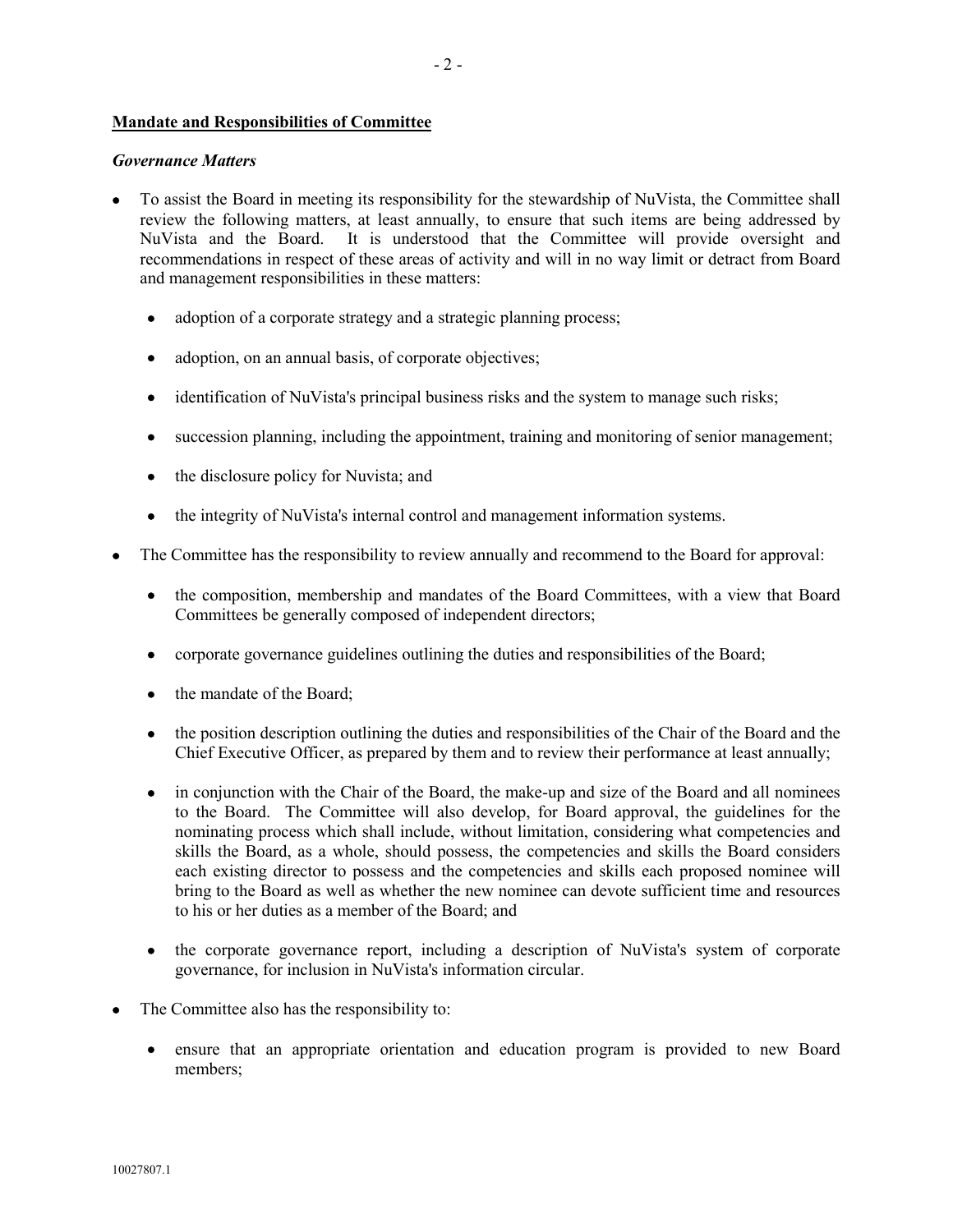**Mandate and Responsibilities of Committee**

***Governance Matters***

- To assist the Board in meeting its responsibility for the stewardship of NuVista, the Committee shall review the following matters, at least annually, to ensure that such items are being addressed by NuVista and the Board. It is understood that the Committee will provide oversight and recommendations in respect of these areas of activity and will in no way limit or detract from Board and management responsibilities in these matters:
  - adoption of a corporate strategy and a strategic planning process;
  - adoption, on an annual basis, of corporate objectives;
  - identification of NuVista's principal business risks and the system to manage such risks;
  - succession planning, including the appointment, training and monitoring of senior management;
  - the disclosure policy for Nuvista; and
  - the integrity of NuVista's internal control and management information systems.
- The Committee has the responsibility to review annually and recommend to the Board for approval:
  - the composition, membership and mandates of the Board Committees, with a view that Board Committees be generally composed of independent directors;
  - corporate governance guidelines outlining the duties and responsibilities of the Board;
  - the mandate of the Board;
  - the position description outlining the duties and responsibilities of the Chair of the Board and the Chief Executive Officer, as prepared by them and to review their performance at least annually;
  - in conjunction with the Chair of the Board, the make-up and size of the Board and all nominees to the Board. The Committee will also develop, for Board approval, the guidelines for the nominating process which shall include, without limitation, considering what competencies and skills the Board, as a whole, should possess, the competencies and skills the Board considers each existing director to possess and the competencies and skills each proposed nominee will bring to the Board as well as whether the new nominee can devote sufficient time and resources to his or her duties as a member of the Board; and
  - the corporate governance report, including a description of NuVista's system of corporate governance, for inclusion in NuVista's information circular.
- The Committee also has the responsibility to:
  - ensure that an appropriate orientation and education program is provided to new Board members;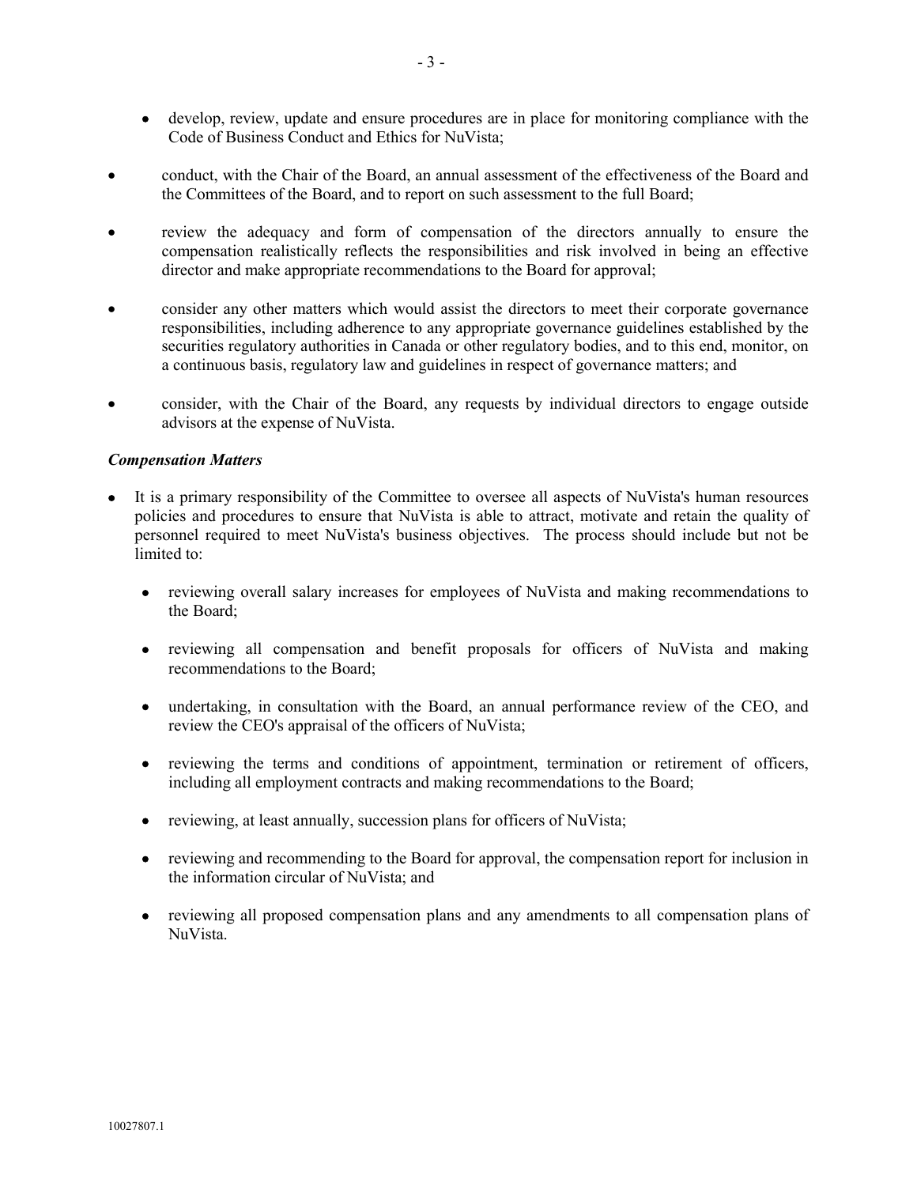- develop, review, update and ensure procedures are in place for monitoring compliance with the Code of Business Conduct and Ethics for NuVista;

- conduct, with the Chair of the Board, an annual assessment of the effectiveness of the Board and the Committees of the Board, and to report on such assessment to the full Board;

- review the adequacy and form of compensation of the directors annually to ensure the compensation realistically reflects the responsibilities and risk involved in being an effective director and make appropriate recommendations to the Board for approval;

- consider any other matters which would assist the directors to meet their corporate governance responsibilities, including adherence to any appropriate governance guidelines established by the securities regulatory authorities in Canada or other regulatory bodies, and to this end, monitor, on a continuous basis, regulatory law and guidelines in respect of governance matters; and

- consider, with the Chair of the Board, any requests by individual directors to engage outside advisors at the expense of NuVista.

***Compensation Matters***

- It is a primary responsibility of the Committee to oversee all aspects of NuVista's human resources policies and procedures to ensure that NuVista is able to attract, motivate and retain the quality of personnel required to meet NuVista's business objectives. The process should include but not be limited to:

  - reviewing overall salary increases for employees of NuVista and making recommendations to the Board;

  - reviewing all compensation and benefit proposals for officers of NuVista and making recommendations to the Board;

  - undertaking, in consultation with the Board, an annual performance review of the CEO, and review the CEO's appraisal of the officers of NuVista;

  - reviewing the terms and conditions of appointment, termination or retirement of officers, including all employment contracts and making recommendations to the Board;

  - reviewing, at least annually, succession plans for officers of NuVista;

  - reviewing and recommending to the Board for approval, the compensation report for inclusion in the information circular of NuVista; and

  - reviewing all proposed compensation plans and any amendments to all compensation plans of NuVista.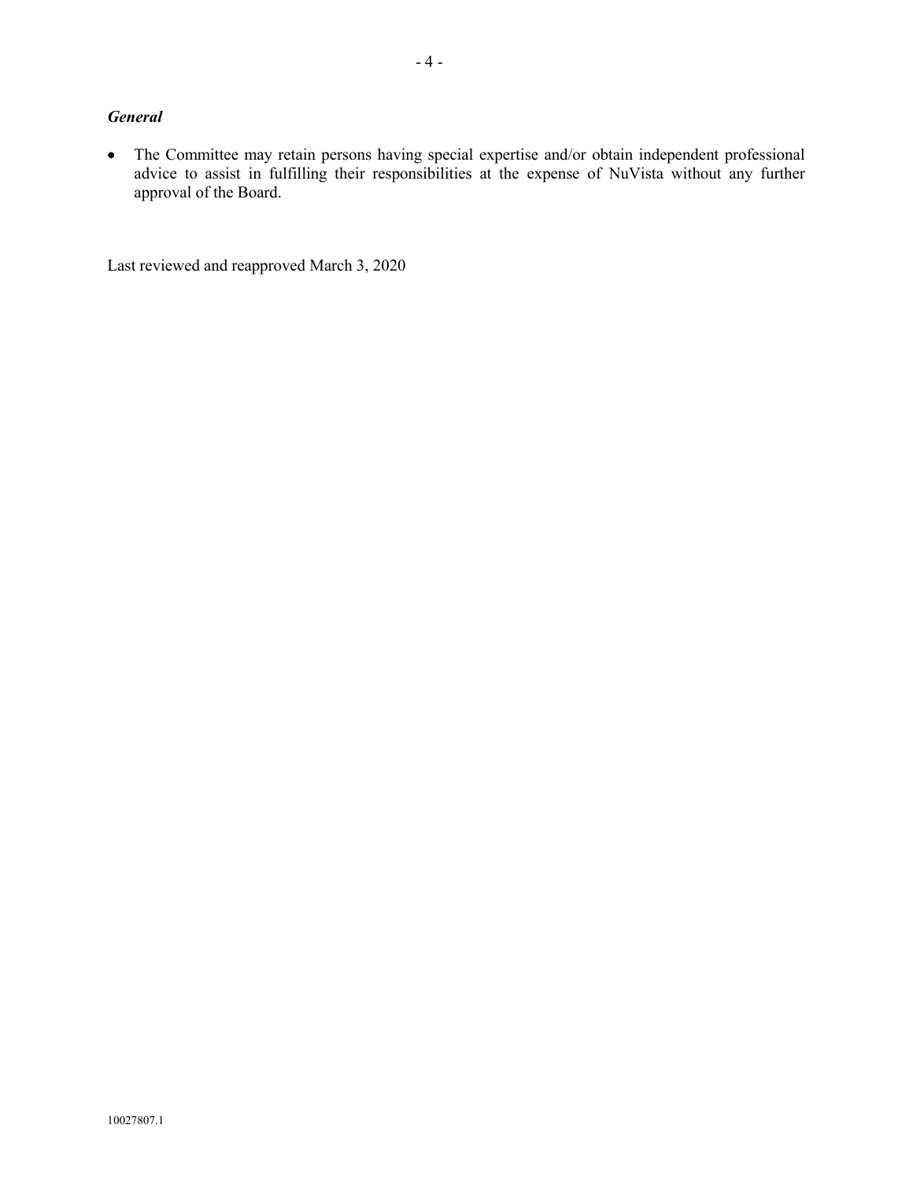***General***

- The Committee may retain persons having special expertise and/or obtain independent professional advice to assist in fulfilling their responsibilities at the expense of NuVista without any further approval of the Board.

Last reviewed and reapproved March 3, 2020

10027807.1